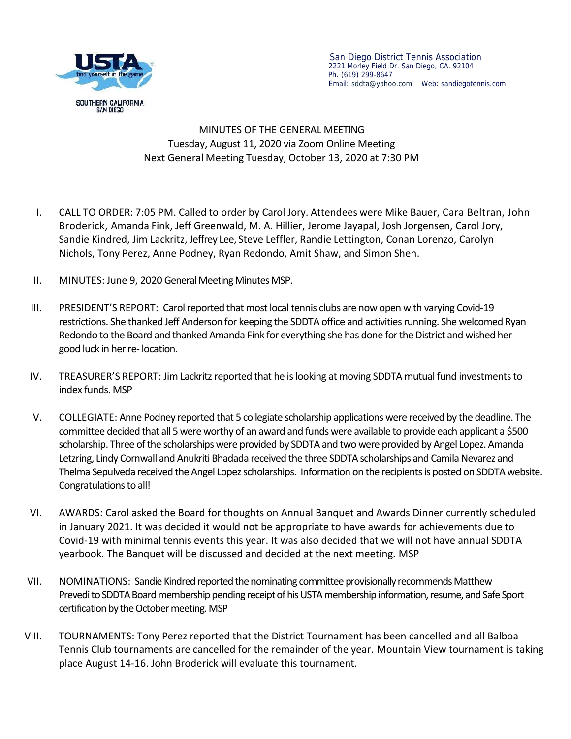SOUTHERN CALIFORNIA
SAN DIEGO

San Diego District Tennis Association
2221 Morley Field Dr. San Diego, CA. 92104
Ph. (619) 299-8647
Email: sddta@yahoo.com Web: sandiegotennis.com

# MINUTES OF THE GENERAL MEETING

Tuesday, August 11, 2020 via Zoom Online Meeting
Next General Meeting Tuesday, October 13, 2020 at 7:30 PM

I. CALL TO ORDER: 7:05 PM. Called to order by Carol Jory. Attendees were Mike Bauer, Cara Beltran, John Broderick, Amanda Fink, Jeff Greenwald, M. A. Hillier, Jerome Jayapal, Josh Jorgensen, Carol Jory, Sandie Kindred, Jim Lackritz, Jeffrey Lee, Steve Leffler, Randie Lettington, Conan Lorenzo, Carolyn Nichols, Tony Perez, Anne Podney, Ryan Redondo, Amit Shaw, and Simon Shen.

II. MINUTES: June 9, 2020 General Meeting Minutes MSP.

III. PRESIDENT'S REPORT: Carol reported that most local tennis clubs are now open with varying Covid-19 restrictions. She thanked Jeff Anderson for keeping the SDDTA office and activities running. She welcomed Ryan Redondo to the Board and thanked Amanda Fink for everything she has done for the District and wished her good luck in her re- location.

IV. TREASURER'S REPORT: Jim Lackritz reported that he is looking at moving SDDTA mutual fund investments to index funds. MSP

V. COLLEGIATE: Anne Podney reported that 5 collegiate scholarship applications were received by the deadline. The committee decided that all 5 were worthy of an award and funds were available to provide each applicant a $500 scholarship. Three of the scholarships were provided by SDDTA and two were provided by Angel Lopez. Amanda Letzring, Lindy Cornwall and Anukriti Bhadada received the three SDDTA scholarships and Camila Nevarez and Thelma Sepulveda received the Angel Lopez scholarships. Information on the recipients is posted on SDDTA website. Congratulations to all!

VI. AWARDS: Carol asked the Board for thoughts on Annual Banquet and Awards Dinner currently scheduled in January 2021. It was decided it would not be appropriate to have awards for achievements due to Covid-19 with minimal tennis events this year. It was also decided that we will not have annual SDDTA yearbook. The Banquet will be discussed and decided at the next meeting. MSP

VII. NOMINATIONS: Sandie Kindred reported the nominating committee provisionally recommends Matthew Prevedi to SDDTA Board membership pending receipt of his USTA membership information, resume, and Safe Sport certification by the October meeting. MSP

VIII. TOURNAMENTS: Tony Perez reported that the District Tournament has been cancelled and all Balboa Tennis Club tournaments are cancelled for the remainder of the year. Mountain View tournament is taking place August 14-16. John Broderick will evaluate this tournament.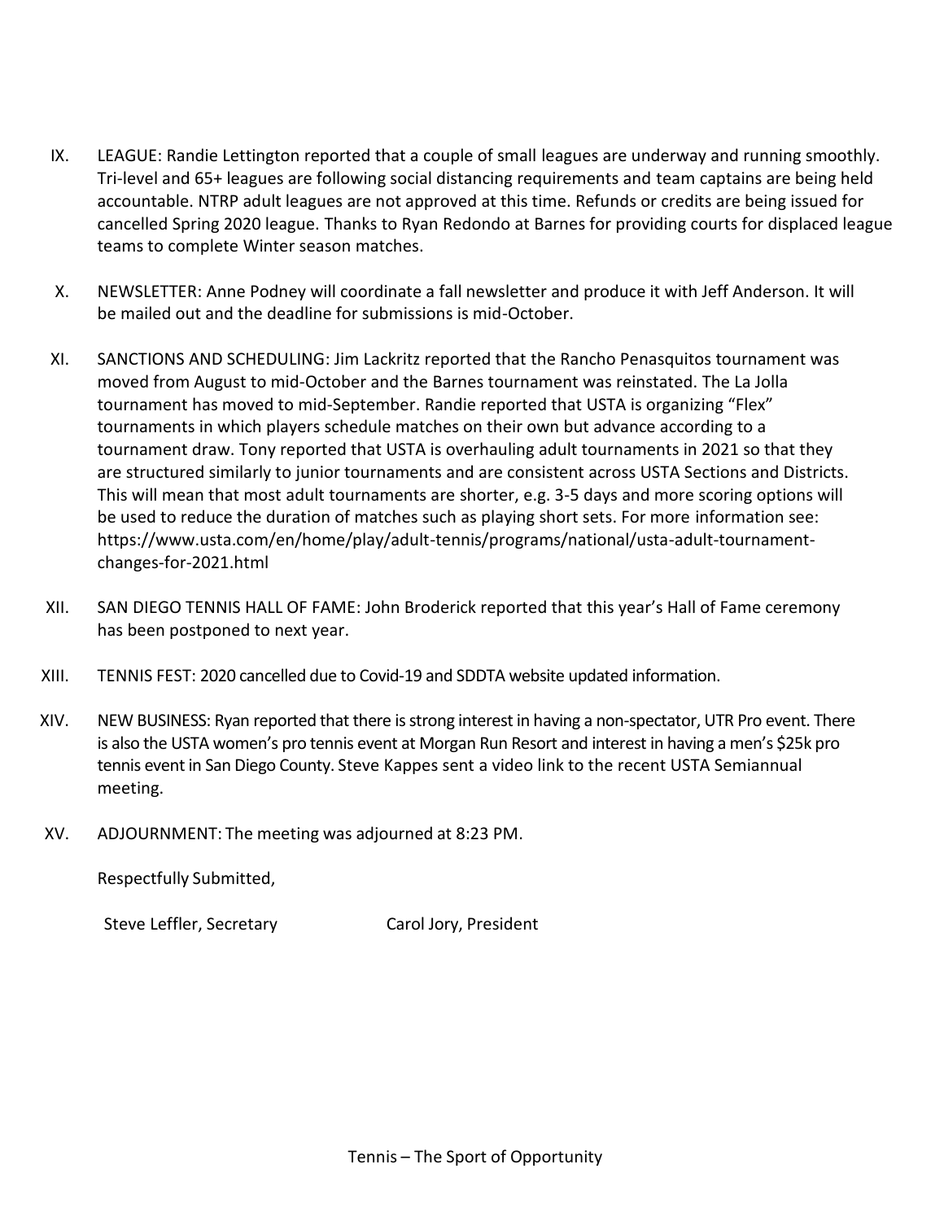IX. LEAGUE: Randie Lettington reported that a couple of small leagues are underway and running smoothly. Tri-level and 65+ leagues are following social distancing requirements and team captains are being held accountable. NTRP adult leagues are not approved at this time. Refunds or credits are being issued for cancelled Spring 2020 league. Thanks to Ryan Redondo at Barnes for providing courts for displaced league teams to complete Winter season matches.

X. NEWSLETTER: Anne Podney will coordinate a fall newsletter and produce it with Jeff Anderson. It will be mailed out and the deadline for submissions is mid-October.

XI. SANCTIONS AND SCHEDULING: Jim Lackritz reported that the Rancho Penasquitos tournament was moved from August to mid-October and the Barnes tournament was reinstated. The La Jolla tournament has moved to mid-September. Randie reported that USTA is organizing "Flex" tournaments in which players schedule matches on their own but advance according to a tournament draw. Tony reported that USTA is overhauling adult tournaments in 2021 so that they are structured similarly to junior tournaments and are consistent across USTA Sections and Districts. This will mean that most adult tournaments are shorter, e.g. 3-5 days and more scoring options will be used to reduce the duration of matches such as playing short sets. For more information see: https://www.usta.com/en/home/play/adult-tennis/programs/national/usta-adult-tournament-changes-for-2021.html

XII. SAN DIEGO TENNIS HALL OF FAME: John Broderick reported that this year's Hall of Fame ceremony has been postponed to next year.

XIII. TENNIS FEST: 2020 cancelled due to Covid-19 and SDDTA website updated information.

XIV. NEW BUSINESS: Ryan reported that there is strong interest in having a non-spectator, UTR Pro event. There is also the USTA women's pro tennis event at Morgan Run Resort and interest in having a men's $25k pro tennis event in San Diego County. Steve Kappes sent a video link to the recent USTA Semiannual meeting.

XV. ADJOURNMENT: The meeting was adjourned at 8:23 PM.

Respectfully Submitted,

Steve Leffler, Secretary    Carol Jory, President

Tennis – The Sport of Opportunity